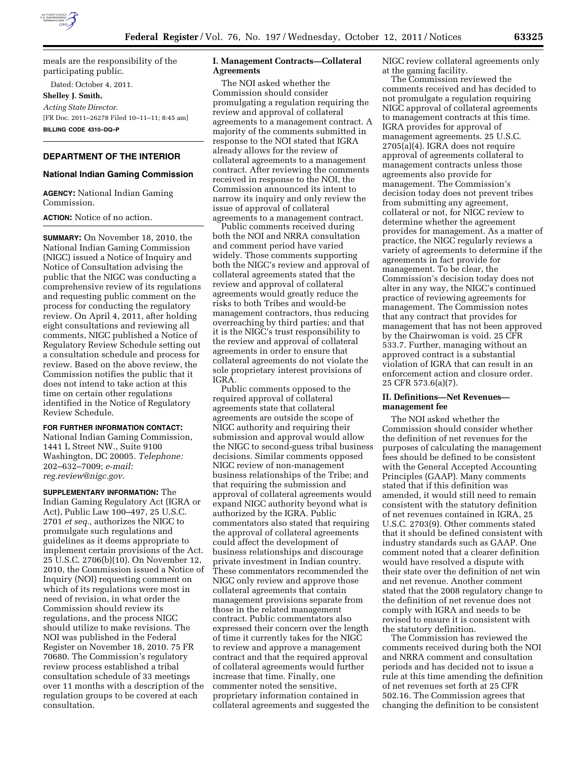meals are the responsibility of the participating public.

Dated: October 4, 2011.

**Shelley J. Smith,**

*Acting State Director.*

[FR Doc. 2011–26278 Filed 10–11–11; 8:45 am]

**BILLING CODE 4310–DQ–P**

## DEPARTMENT OF THE INTERIOR

### National Indian Gaming Commission

**AGENCY:** National Indian Gaming Commission.

**ACTION:** Notice of no action.

**SUMMARY:** On November 18, 2010, the National Indian Gaming Commission (NIGC) issued a Notice of Inquiry and Notice of Consultation advising the public that the NIGC was conducting a comprehensive review of its regulations and requesting public comment on the process for conducting the regulatory review. On April 4, 2011, after holding eight consultations and reviewing all comments, NIGC published a Notice of Regulatory Review Schedule setting out a consultation schedule and process for review. Based on the above review, the Commission notifies the public that it does not intend to take action at this time on certain other regulations identified in the Notice of Regulatory Review Schedule.

**FOR FURTHER INFORMATION CONTACT:** National Indian Gaming Commission, 1441 L Street NW., Suite 9100 Washington, DC 20005. *Telephone:* 202–632–7009; *e-mail: reg.review@nigc.gov.*

**SUPPLEMENTARY INFORMATION:** The Indian Gaming Regulatory Act (IGRA or Act), Public Law 100–497, 25 U.S.C. 2701 *et seq.,* authorizes the NIGC to promulgate such regulations and guidelines as it deems appropriate to implement certain provisions of the Act. 25 U.S.C. 2706(b)(10). On November 12, 2010, the Commission issued a Notice of Inquiry (NOI) requesting comment on which of its regulations were most in need of revision, in what order the Commission should review its regulations, and the process NIGC should utilize to make revisions. The NOI was published in the Federal Register on November 18, 2010. 75 FR 70680. The Commission's regulatory review process established a tribal consultation schedule of 33 meetings over 11 months with a description of the regulation groups to be covered at each consultation.

#### I. Management Contracts—Collateral Agreements

The NOI asked whether the Commission should consider promulgating a regulation requiring the review and approval of collateral agreements to a management contract. A majority of the comments submitted in response to the NOI stated that IGRA already allows for the review of collateral agreements to a management contract. After reviewing the comments received in response to the NOI, the Commission announced its intent to narrow its inquiry and only review the issue of approval of collateral agreements to a management contract.

Public comments received during both the NOI and NRRA consultation and comment period have varied widely. Those comments supporting both the NIGC's review and approval of collateral agreements stated that the review and approval of collateral agreements would greatly reduce the risks to both Tribes and would-be management contractors, thus reducing overreaching by third parties; and that it is the NIGC's trust responsibility to the review and approval of collateral agreements in order to ensure that collateral agreements do not violate the sole proprietary interest provisions of IGRA.

Public comments opposed to the required approval of collateral agreements state that collateral agreements are outside the scope of NIGC authority and requiring their submission and approval would allow the NIGC to second-guess tribal business decisions. Similar comments opposed NIGC review of non-management business relationships of the Tribe; and that requiring the submission and approval of collateral agreements would expand NIGC authority beyond what is authorized by the IGRA. Public commentators also stated that requiring the approval of collateral agreements could affect the development of business relationships and discourage private investment in Indian country. These commentators recommended the NIGC only review and approve those collateral agreements that contain management provisions separate from those in the related management contract. Public commentators also expressed their concern over the length of time it currently takes for the NIGC to review and approve a management contract and that the required approval of collateral agreements would further increase that time. Finally, one commenter noted the sensitive, proprietary information contained in collateral agreements and suggested the NIGC review collateral agreements only at the gaming facility.

The Commission reviewed the comments received and has decided to not promulgate a regulation requiring NIGC approval of collateral agreements to management contracts at this time. IGRA provides for approval of management agreements. 25 U.S.C. 2705(a)(4). IGRA does not require approval of agreements collateral to management contracts unless those agreements also provide for management. The Commission's decision today does not prevent tribes from submitting any agreement, collateral or not, for NIGC review to determine whether the agreement provides for management. As a matter of practice, the NIGC regularly reviews a variety of agreements to determine if the agreements in fact provide for management. To be clear, the Commission's decision today does not alter in any way, the NIGC's continued practice of reviewing agreements for management. The Commission notes that any contract that provides for management that has not been approved by the Chairwoman is void. 25 CFR 533.7. Further, managing without an approved contract is a substantial violation of IGRA that can result in an enforcement action and closure order. 25 CFR 573.6(a)(7).

#### II. Definitions—Net Revenues—management fee

The NOI asked whether the Commission should consider whether the definition of net revenues for the purposes of calculating the management fees should be defined to be consistent with the General Accepted Accounting Principles (GAAP). Many comments stated that if this definition was amended, it would still need to remain consistent with the statutory definition of net revenues contained in IGRA, 25 U.S.C. 2703(9). Other comments stated that it should be defined consistent with industry standards such as GAAP. One comment noted that a clearer definition would have resolved a dispute with their state over the definition of net win and net revenue. Another comment stated that the 2008 regulatory change to the definition of net revenue does not comply with IGRA and needs to be revised to ensure it is consistent with the statutory definition.

The Commission has reviewed the comments received during both the NOI and NRRA comment and consultation periods and has decided not to issue a rule at this time amending the definition of net revenues set forth at 25 CFR 502.16. The Commission agrees that changing the definition to be consistent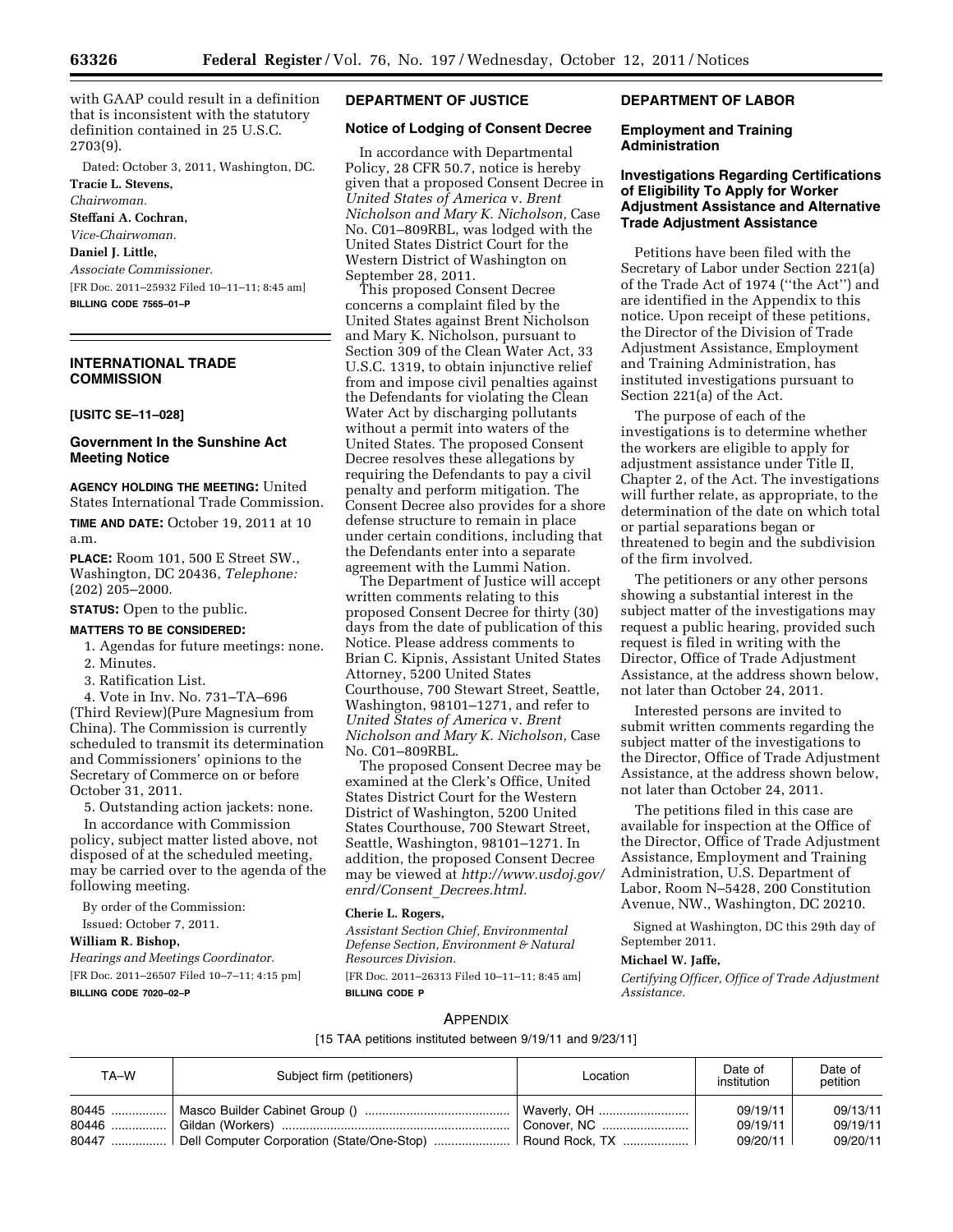with GAAP could result in a definition that is inconsistent with the statutory definition contained in 25 U.S.C. 2703(9).

Dated: October 3, 2011, Washington, DC.

**Tracie L. Stevens,**

*Chairwoman.*

**Steffani A. Cochran,**

*Vice-Chairwoman.*

**Daniel J. Little,**

*Associate Commissioner.*

[FR Doc. 2011–25932 Filed 10–11–11; 8:45 am]

**BILLING CODE 7565–01–P**

## INTERNATIONAL TRADE COMMISSION

**[USITC SE–11–028]**

### Government In the Sunshine Act Meeting Notice

**AGENCY HOLDING THE MEETING:** United States International Trade Commission.

**TIME AND DATE:** October 19, 2011 at 10 a.m.

**PLACE:** Room 101, 500 E Street SW., Washington, DC 20436, *Telephone:* (202) 205–2000.

**STATUS:** Open to the public.

**MATTERS TO BE CONSIDERED:**

1. Agendas for future meetings: none.
2. Minutes.
3. Ratification List.
4. Vote in Inv. No. 731–TA–696 (Third Review)(Pure Magnesium from China). The Commission is currently scheduled to transmit its determination and Commissioners' opinions to the Secretary of Commerce on or before October 31, 2011.
5. Outstanding action jackets: none.

In accordance with Commission policy, subject matter listed above, not disposed of at the scheduled meeting, may be carried over to the agenda of the following meeting.

By order of the Commission:

Issued: October 7, 2011.

**William R. Bishop,**

*Hearings and Meetings Coordinator.*

[FR Doc. 2011–26507 Filed 10–7–11; 4:15 pm]

**BILLING CODE 7020–02–P**

## DEPARTMENT OF JUSTICE

### Notice of Lodging of Consent Decree

In accordance with Departmental Policy, 28 CFR 50.7, notice is hereby given that a proposed Consent Decree in *United States of America* v. *Brent Nicholson and Mary K. Nicholson,* Case No. C01–809RBL, was lodged with the United States District Court for the Western District of Washington on September 28, 2011.

This proposed Consent Decree concerns a complaint filed by the United States against Brent Nicholson and Mary K. Nicholson, pursuant to Section 309 of the Clean Water Act, 33 U.S.C. 1319, to obtain injunctive relief from and impose civil penalties against the Defendants for violating the Clean Water Act by discharging pollutants without a permit into waters of the United States. The proposed Consent Decree resolves these allegations by requiring the Defendants to pay a civil penalty and perform mitigation. The Consent Decree also provides for a shore defense structure to remain in place under certain conditions, including that the Defendants enter into a separate agreement with the Lummi Nation.

The Department of Justice will accept written comments relating to this proposed Consent Decree for thirty (30) days from the date of publication of this Notice. Please address comments to Brian C. Kipnis, Assistant United States Attorney, 5200 United States Courthouse, 700 Stewart Street, Seattle, Washington, 98101–1271, and refer to *United States of America* v. *Brent Nicholson and Mary K. Nicholson,* Case No. C01–809RBL.

The proposed Consent Decree may be examined at the Clerk's Office, United States District Court for the Western District of Washington, 5200 United States Courthouse, 700 Stewart Street, Seattle, Washington, 98101–1271. In addition, the proposed Consent Decree may be viewed at *http://www.usdoj.gov/enrd/Consent_Decrees.html.*

**Cherie L. Rogers,**

*Assistant Section Chief, Environmental Defense Section, Environment & Natural Resources Division.*

[FR Doc. 2011–26313 Filed 10–11–11; 8:45 am]

**BILLING CODE P**

## DEPARTMENT OF LABOR

### Employment and Training Administration

### Investigations Regarding Certifications of Eligibility To Apply for Worker Adjustment Assistance and Alternative Trade Adjustment Assistance

Petitions have been filed with the Secretary of Labor under Section 221(a) of the Trade Act of 1974 (''the Act'') and are identified in the Appendix to this notice. Upon receipt of these petitions, the Director of the Division of Trade Adjustment Assistance, Employment and Training Administration, has instituted investigations pursuant to Section 221(a) of the Act.

The purpose of each of the investigations is to determine whether the workers are eligible to apply for adjustment assistance under Title II, Chapter 2, of the Act. The investigations will further relate, as appropriate, to the determination of the date on which total or partial separations began or threatened to begin and the subdivision of the firm involved.

The petitioners or any other persons showing a substantial interest in the subject matter of the investigations may request a public hearing, provided such request is filed in writing with the Director, Office of Trade Adjustment Assistance, at the address shown below, not later than October 24, 2011.

Interested persons are invited to submit written comments regarding the subject matter of the investigations to the Director, Office of Trade Adjustment Assistance, at the address shown below, not later than October 24, 2011.

The petitions filed in this case are available for inspection at the Office of the Director, Office of Trade Adjustment Assistance, Employment and Training Administration, U.S. Department of Labor, Room N–5428, 200 Constitution Avenue, NW., Washington, DC 20210.

Signed at Washington, DC this 29th day of September 2011.

**Michael W. Jaffe,**

*Certifying Officer, Office of Trade Adjustment Assistance.*

APPENDIX

[15 TAA petitions instituted between 9/19/11 and 9/23/11]

| TA–W | Subject firm (petitioners) | Location | Date of institution | Date of petition |
|---|---|---|---|---|
| 80445 | Masco Builder Cabinet Group () | Waverly, OH | 09/19/11 | 09/13/11 |
| 80446 | Gildan (Workers) | Conover, NC | 09/19/11 | 09/19/11 |
| 80447 | Dell Computer Corporation (State/One-Stop) | Round Rock, TX | 09/20/11 | 09/20/11 |